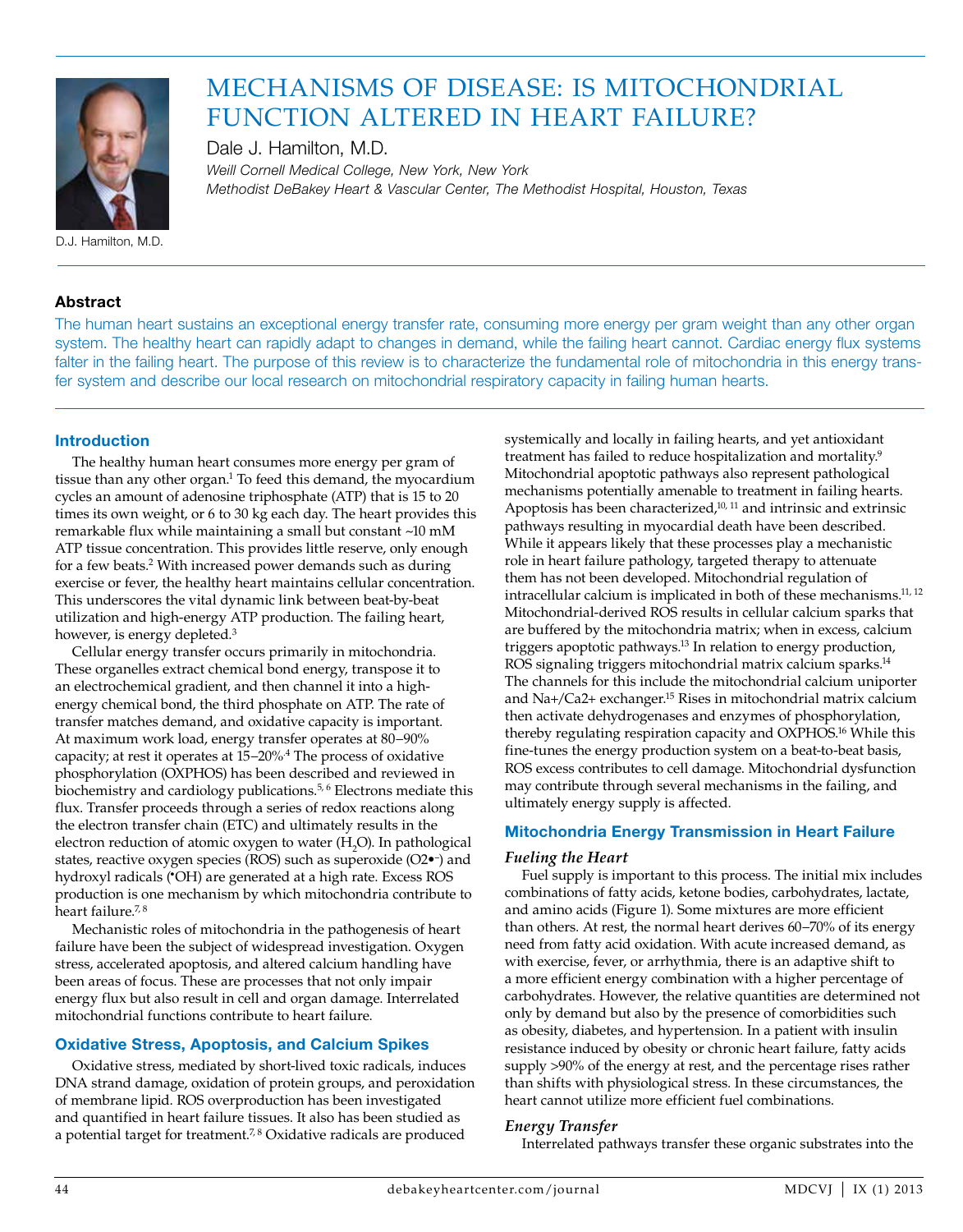# MECHANISMS OF DISEASE: IS MITOCHONDRIAL FUNCTION ALTERED IN HEART FAILURE?

Dale J. Hamilton, M.D.

*Weill Cornell Medical College, New York, New York*
*Methodist DeBakey Heart & Vascular Center, The Methodist Hospital, Houston, Texas*

D.J. Hamilton, M.D.

## Abstract

The human heart sustains an exceptional energy transfer rate, consuming more energy per gram weight than any other organ system. The healthy heart can rapidly adapt to changes in demand, while the failing heart cannot. Cardiac energy flux systems falter in the failing heart. The purpose of this review is to characterize the fundamental role of mitochondria in this energy transfer system and describe our local research on mitochondrial respiratory capacity in failing human hearts.

## Introduction

The healthy human heart consumes more energy per gram of tissue than any other organ.[1] To feed this demand, the myocardium cycles an amount of adenosine triphosphate (ATP) that is 15 to 20 times its own weight, or 6 to 30 kg each day. The heart provides this remarkable flux while maintaining a small but constant ~10 mM ATP tissue concentration. This provides little reserve, only enough for a few beats.[2] With increased power demands such as during exercise or fever, the healthy heart maintains cellular concentration. This underscores the vital dynamic link between beat-by-beat utilization and high-energy ATP production. The failing heart, however, is energy depleted.[3]

Cellular energy transfer occurs primarily in mitochondria. These organelles extract chemical bond energy, transpose it to an electrochemical gradient, and then channel it into a high-energy chemical bond, the third phosphate on ATP. The rate of transfer matches demand, and oxidative capacity is important. At maximum work load, energy transfer operates at 80–90% capacity; at rest it operates at 15–20%.[4] The process of oxidative phosphorylation (OXPHOS) has been described and reviewed in biochemistry and cardiology publications.[5, 6] Electrons mediate this flux. Transfer proceeds through a series of redox reactions along the electron transfer chain (ETC) and ultimately results in the electron reduction of atomic oxygen to water ($H_2O$). In pathological states, reactive oxygen species (ROS) such as superoxide ($O2^{\bullet-}$) and hydroxyl radicals ($^{\bullet}OH$) are generated at a high rate. Excess ROS production is one mechanism by which mitochondria contribute to heart failure.[7, 8]

Mechanistic roles of mitochondria in the pathogenesis of heart failure have been the subject of widespread investigation. Oxygen stress, accelerated apoptosis, and altered calcium handling have been areas of focus. These are processes that not only impair energy flux but also result in cell and organ damage. Interrelated mitochondrial functions contribute to heart failure.

## Oxidative Stress, Apoptosis, and Calcium Spikes

Oxidative stress, mediated by short-lived toxic radicals, induces DNA strand damage, oxidation of protein groups, and peroxidation of membrane lipid. ROS overproduction has been investigated and quantified in heart failure tissues. It also has been studied as a potential target for treatment.[7, 8] Oxidative radicals are produced systemically and locally in failing hearts, and yet antioxidant treatment has failed to reduce hospitalization and mortality.[9] Mitochondrial apoptotic pathways also represent pathological mechanisms potentially amenable to treatment in failing hearts. Apoptosis has been characterized,[10, 11] and intrinsic and extrinsic pathways resulting in myocardial death have been described. While it appears likely that these processes play a mechanistic role in heart failure pathology, targeted therapy to attenuate them has not been developed. Mitochondrial regulation of intracellular calcium is implicated in both of these mechanisms.[11, 12] Mitochondrial-derived ROS results in cellular calcium sparks that are buffered by the mitochondria matrix; when in excess, calcium triggers apoptotic pathways.[13] In relation to energy production, ROS signaling triggers mitochondrial matrix calcium sparks.[14] The channels for this include the mitochondrial calcium uniporter and Na+/Ca2+ exchanger.[15] Rises in mitochondrial matrix calcium then activate dehydrogenases and enzymes of phosphorylation, thereby regulating respiration capacity and OXPHOS.[16] While this fine-tunes the energy production system on a beat-to-beat basis, ROS excess contributes to cell damage. Mitochondrial dysfunction may contribute through several mechanisms in the failing, and ultimately energy supply is affected.

## Mitochondria Energy Transmission in Heart Failure

### *Fueling the Heart*

Fuel supply is important to this process. The initial mix includes combinations of fatty acids, ketone bodies, carbohydrates, lactate, and amino acids (Figure 1). Some mixtures are more efficient than others. At rest, the normal heart derives 60–70% of its energy need from fatty acid oxidation. With acute increased demand, as with exercise, fever, or arrhythmia, there is an adaptive shift to a more efficient energy combination with a higher percentage of carbohydrates. However, the relative quantities are determined not only by demand but also by the presence of comorbidities such as obesity, diabetes, and hypertension. In a patient with insulin resistance induced by obesity or chronic heart failure, fatty acids supply >90% of the energy at rest, and the percentage rises rather than shifts with physiological stress. In these circumstances, the heart cannot utilize more efficient fuel combinations.

### *Energy Transfer*

Interrelated pathways transfer these organic substrates into the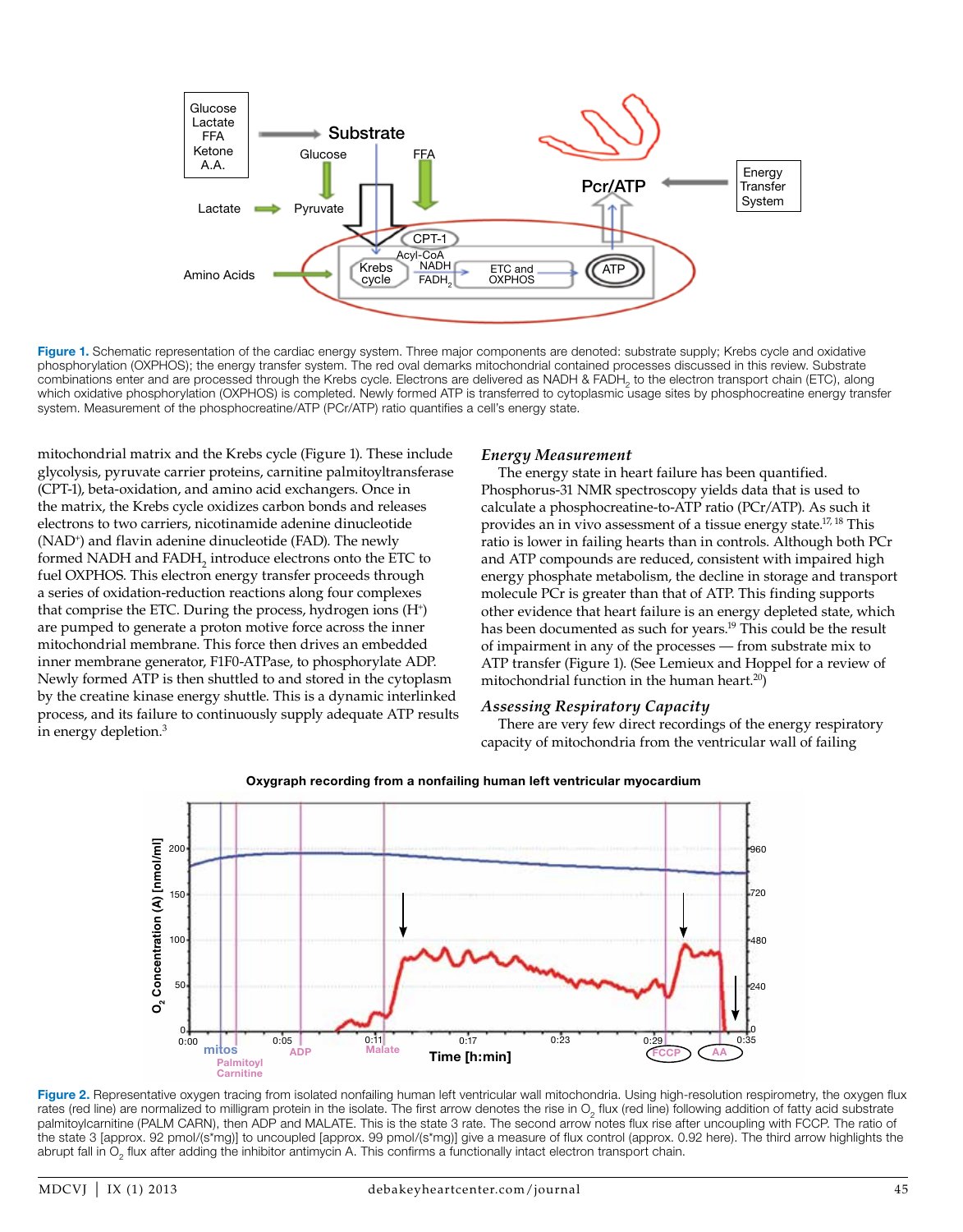**Figure 1.** Schematic representation of the cardiac energy system. Three major components are denoted: substrate supply; Krebs cycle and oxidative phosphorylation (OXPHOS); the energy transfer system. The red oval demarks mitochondrial contained processes discussed in this review. Substrate combinations enter and are processed through the Krebs cycle. Electrons are delivered as NADH & $FADH_2$ to the electron transport chain (ETC), along which oxidative phosphorylation (OXPHOS) is completed. Newly formed ATP is transferred to cytoplasmic usage sites by phosphocreatine energy transfer system. Measurement of the phosphocreatine/ATP (PCr/ATP) ratio quantifies a cell's energy state.

mitochondrial matrix and the Krebs cycle (Figure 1). These include glycolysis, pyruvate carrier proteins, carnitine palmitoyltransferase (CPT-1), beta-oxidation, and amino acid exchangers. Once in the matrix, the Krebs cycle oxidizes carbon bonds and releases electrons to two carriers, nicotinamide adenine dinucleotide ($NAD^+$) and flavin adenine dinucleotide (FAD). The newly formed NADH and $FADH_2$ introduce electrons onto the ETC to fuel OXPHOS. This electron energy transfer proceeds through a series of oxidation-reduction reactions along four complexes that comprise the ETC. During the process, hydrogen ions ($H^+$) are pumped to generate a proton motive force across the inner mitochondrial membrane. This force then drives an embedded inner membrane generator, F1F0-ATPase, to phosphorylate ADP. Newly formed ATP is then shuttled to and stored in the cytoplasm by the creatine kinase energy shuttle. This is a dynamic interlinked process, and its failure to continuously supply adequate ATP results in energy depletion.[3]

### *Energy Measurement*

The energy state in heart failure has been quantified. Phosphorus-31 NMR spectroscopy yields data that is used to calculate a phosphocreatine-to-ATP ratio (PCr/ATP). As such it provides an in vivo assessment of a tissue energy state.[17, 18] This ratio is lower in failing hearts than in controls. Although both PCr and ATP compounds are reduced, consistent with impaired high energy phosphate metabolism, the decline in storage and transport molecule PCr is greater than that of ATP. This finding supports other evidence that heart failure is an energy depleted state, which has been documented as such for years.[19] This could be the result of impairment in any of the processes — from substrate mix to ATP transfer (Figure 1). (See Lemieux and Hoppel for a review of mitochondrial function in the human heart.[20])

### *Assessing Respiratory Capacity*

There are very few direct recordings of the energy respiratory capacity of mitochondria from the ventricular wall of failing

**Figure 2.** Representative oxygen tracing from isolated nonfailing human left ventricular wall mitochondria. Using high-resolution respirometry, the oxygen flux rates (red line) are normalized to milligram protein in the isolate. The first arrow denotes the rise in $O_2$ flux (red line) following addition of fatty acid substrate palmitoylcarnitine (PALM CARN), then ADP and MALATE. This is the state 3 rate. The second arrow notes flux rise after uncoupling with FCCP. The ratio of the state 3 [approx. 92 pmol/(s*mg)] to uncoupled [approx. 99 pmol/(s*mg)] give a measure of flux control (approx. 0.92 here). The third arrow highlights the abrupt fall in $O_2$ flux after adding the inhibitor antimycin A. This confirms a functionally intact electron transport chain.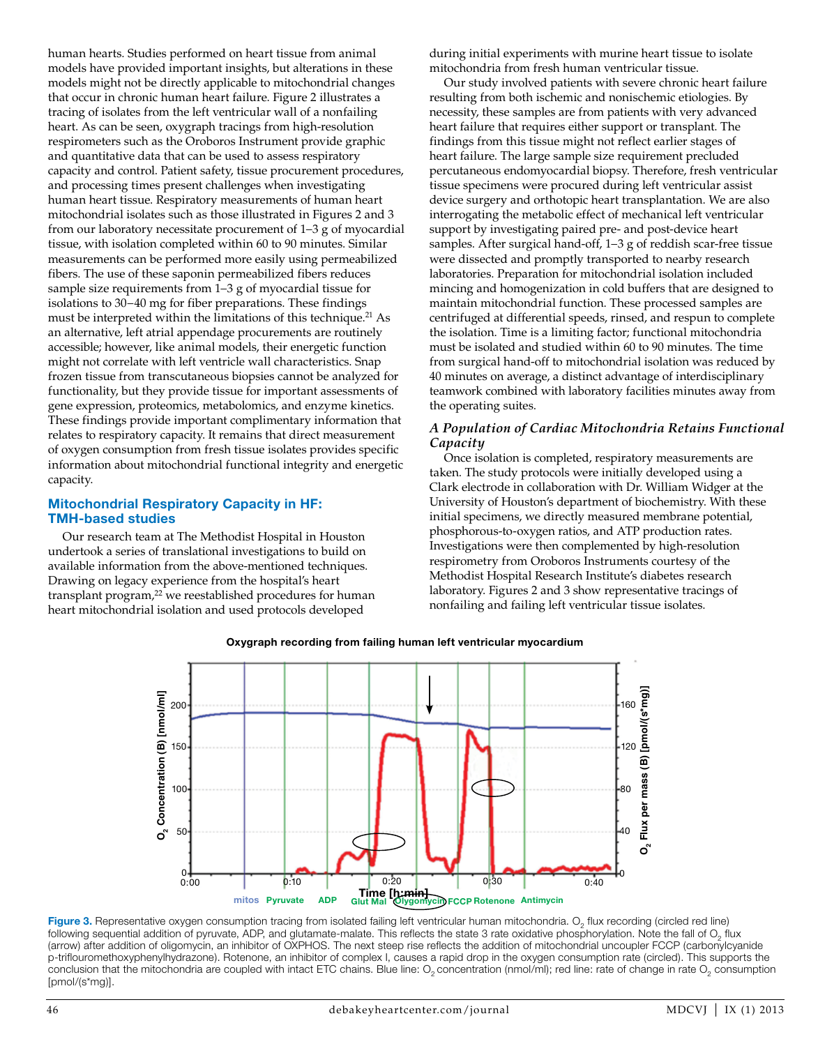human hearts. Studies performed on heart tissue from animal models have provided important insights, but alterations in these models might not be directly applicable to mitochondrial changes that occur in chronic human heart failure. Figure 2 illustrates a tracing of isolates from the left ventricular wall of a nonfailing heart. As can be seen, oxygraph tracings from high-resolution respirometers such as the Oroboros Instrument provide graphic and quantitative data that can be used to assess respiratory capacity and control. Patient safety, tissue procurement procedures, and processing times present challenges when investigating human heart tissue. Respiratory measurements of human heart mitochondrial isolates such as those illustrated in Figures 2 and 3 from our laboratory necessitate procurement of 1–3 g of myocardial tissue, with isolation completed within 60 to 90 minutes. Similar measurements can be performed more easily using permeabilized fibers. The use of these saponin permeabilized fibers reduces sample size requirements from 1–3 g of myocardial tissue for isolations to 30–40 mg for fiber preparations. These findings must be interpreted within the limitations of this technique.[21] As an alternative, left atrial appendage procurements are routinely accessible; however, like animal models, their energetic function might not correlate with left ventricle wall characteristics. Snap frozen tissue from transcutaneous biopsies cannot be analyzed for functionality, but they provide tissue for important assessments of gene expression, proteomics, metabolomics, and enzyme kinetics. These findings provide important complimentary information that relates to respiratory capacity. It remains that direct measurement of oxygen consumption from fresh tissue isolates provides specific information about mitochondrial functional integrity and energetic capacity.

## Mitochondrial Respiratory Capacity in HF: TMH-based studies

Our research team at The Methodist Hospital in Houston undertook a series of translational investigations to build on available information from the above-mentioned techniques. Drawing on legacy experience from the hospital's heart transplant program,[22] we reestablished procedures for human heart mitochondrial isolation and used protocols developed during initial experiments with murine heart tissue to isolate mitochondria from fresh human ventricular tissue.

Our study involved patients with severe chronic heart failure resulting from both ischemic and nonischemic etiologies. By necessity, these samples are from patients with very advanced heart failure that requires either support or transplant. The findings from this tissue might not reflect earlier stages of heart failure. The large sample size requirement precluded percutaneous endomyocardial biopsy. Therefore, fresh ventricular tissue specimens were procured during left ventricular assist device surgery and orthotopic heart transplantation. We are also interrogating the metabolic effect of mechanical left ventricular support by investigating paired pre- and post-device heart samples. After surgical hand-off, 1–3 g of reddish scar-free tissue were dissected and promptly transported to nearby research laboratories. Preparation for mitochondrial isolation included mincing and homogenization in cold buffers that are designed to maintain mitochondrial function. These processed samples are centrifuged at differential speeds, rinsed, and respun to complete the isolation. Time is a limiting factor; functional mitochondria must be isolated and studied within 60 to 90 minutes. The time from surgical hand-off to mitochondrial isolation was reduced by 40 minutes on average, a distinct advantage of interdisciplinary teamwork combined with laboratory facilities minutes away from the operating suites.

### *A Population of Cardiac Mitochondria Retains Functional Capacity*

Once isolation is completed, respiratory measurements are taken. The study protocols were initially developed using a Clark electrode in collaboration with Dr. William Widger at the University of Houston's department of biochemistry. With these initial specimens, we directly measured membrane potential, phosphorous-to-oxygen ratios, and ATP production rates. Investigations were then complemented by high-resolution respirometry from Oroboros Instruments courtesy of the Methodist Hospital Research Institute's diabetes research laboratory. Figures 2 and 3 show representative tracings of nonfailing and failing left ventricular tissue isolates.

Oxygraph recording from failing human left ventricular myocardium

$O_2$ Concentration (B) [nmol/ml]
0
50
100
150
200

$O_2$ Flux per mass (B) [pmol/(s*mg)]
0
40
80
120
160

Time [h:min]
0:00
0:10
0:20
0:30
0:40

mitos
Pyruvate
ADP
Glut Mal
Oligomycin
FCCP
Rotenone
Antimycin

**Figure 3.** Representative oxygen consumption tracing from isolated failing left ventricular human mitochondria. $O_2$ flux recording (circled red line) following sequential addition of pyruvate, ADP, and glutamate-malate. This reflects the state 3 rate oxidative phosphorylation. Note the fall of $O_2$ flux (arrow) after addition of oligomycin, an inhibitor of OXPHOS. The next steep rise reflects the addition of mitochondrial uncoupler FCCP (carbonylcyanide p-triflouromethoxyphenylhydrazone). Rotenone, an inhibitor of complex I, causes a rapid drop in the oxygen consumption rate (circled). This supports the conclusion that the mitochondria are coupled with intact ETC chains. Blue line: $O_2$ concentration (nmol/ml); red line: rate of change in rate $O_2$ consumption [pmol/(s*mg)].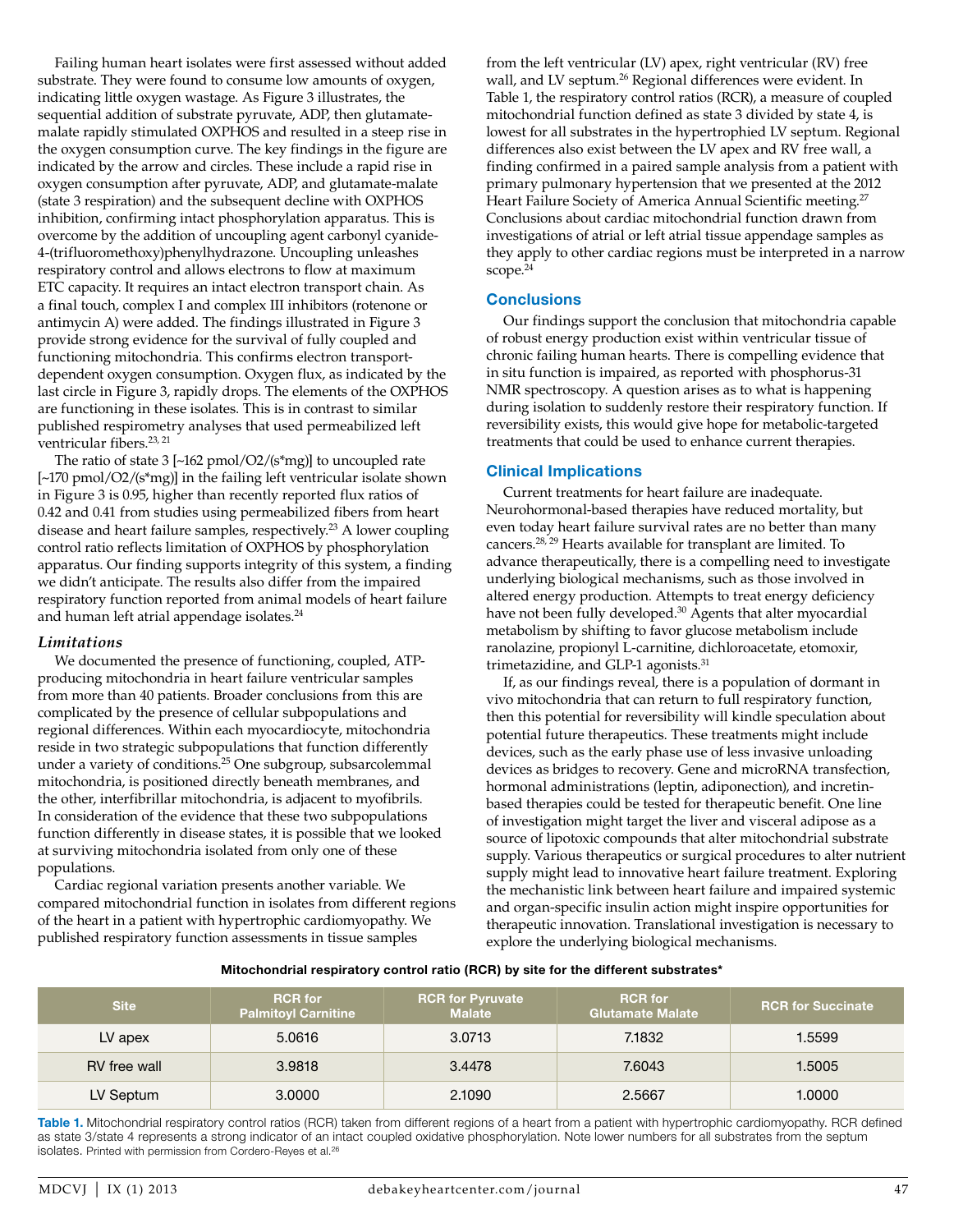Failing human heart isolates were first assessed without added substrate. They were found to consume low amounts of oxygen, indicating little oxygen wastage. As Figure 3 illustrates, the sequential addition of substrate pyruvate, ADP, then glutamate-malate rapidly stimulated OXPHOS and resulted in a steep rise in the oxygen consumption curve. The key findings in the figure are indicated by the arrow and circles. These include a rapid rise in oxygen consumption after pyruvate, ADP, and glutamate-malate (state 3 respiration) and the subsequent decline with OXPHOS inhibition, confirming intact phosphorylation apparatus. This is overcome by the addition of uncoupling agent carbonyl cyanide-4-(trifluoromethoxy)phenylhydrazone. Uncoupling unleashes respiratory control and allows electrons to flow at maximum ETC capacity. It requires an intact electron transport chain. As a final touch, complex I and complex III inhibitors (rotenone or antimycin A) were added. The findings illustrated in Figure 3 provide strong evidence for the survival of fully coupled and functioning mitochondria. This confirms electron transport-dependent oxygen consumption. Oxygen flux, as indicated by the last circle in Figure 3, rapidly drops. The elements of the OXPHOS are functioning in these isolates. This is in contrast to similar published respirometry analyses that used permeabilized left ventricular fibers.[23, 21]

The ratio of state 3 [~162 pmol/O2/(s*mg)] to uncoupled rate [~170 pmol/O2/(s*mg)] in the failing left ventricular isolate shown in Figure 3 is 0.95, higher than recently reported flux ratios of 0.42 and 0.41 from studies using permeabilized fibers from heart disease and heart failure samples, respectively.[23] A lower coupling control ratio reflects limitation of OXPHOS by phosphorylation apparatus. Our finding supports integrity of this system, a finding we didn't anticipate. The results also differ from the impaired respiratory function reported from animal models of heart failure and human left atrial appendage isolates.[24]

### *Limitations*

We documented the presence of functioning, coupled, ATP-producing mitochondria in heart failure ventricular samples from more than 40 patients. Broader conclusions from this are complicated by the presence of cellular subpopulations and regional differences. Within each myocardiocyte, mitochondria reside in two strategic subpopulations that function differently under a variety of conditions.[25] One subgroup, subsarcolemmal mitochondria, is positioned directly beneath membranes, and the other, interfibrillar mitochondria, is adjacent to myofibrils. In consideration of the evidence that these two subpopulations function differently in disease states, it is possible that we looked at surviving mitochondria isolated from only one of these populations.

Cardiac regional variation presents another variable. We compared mitochondrial function in isolates from different regions of the heart in a patient with hypertrophic cardiomyopathy. We published respiratory function assessments in tissue samples from the left ventricular (LV) apex, right ventricular (RV) free wall, and LV septum.[26] Regional differences were evident. In Table 1, the respiratory control ratios (RCR), a measure of coupled mitochondrial function defined as state 3 divided by state 4, is lowest for all substrates in the hypertrophied LV septum. Regional differences also exist between the LV apex and RV free wall, a finding confirmed in a paired sample analysis from a patient with primary pulmonary hypertension that we presented at the 2012 Heart Failure Society of America Annual Scientific meeting.[27] Conclusions about cardiac mitochondrial function drawn from investigations of atrial or left atrial tissue appendage samples as they apply to other cardiac regions must be interpreted in a narrow scope.[24]

## Conclusions

Our findings support the conclusion that mitochondria capable of robust energy production exist within ventricular tissue of chronic failing human hearts. There is compelling evidence that in situ function is impaired, as reported with phosphorus-31 NMR spectroscopy. A question arises as to what is happening during isolation to suddenly restore their respiratory function. If reversibility exists, this would give hope for metabolic-targeted treatments that could be used to enhance current therapies.

## Clinical Implications

Current treatments for heart failure are inadequate. Neurohormonal-based therapies have reduced mortality, but even today heart failure survival rates are no better than many cancers.[28, 29] Hearts available for transplant are limited. To advance therapeutically, there is a compelling need to investigate underlying biological mechanisms, such as those involved in altered energy production. Attempts to treat energy deficiency have not been fully developed.[30] Agents that alter myocardial metabolism by shifting to favor glucose metabolism include ranolazine, propionyl L-carnitine, dichloroacetate, etomoxir, trimetazidine, and GLP-1 agonists.[31]

If, as our findings reveal, there is a population of dormant in vivo mitochondria that can return to full respiratory function, then this potential for reversibility will kindle speculation about potential future therapeutics. These treatments might include devices, such as the early phase use of less invasive unloading devices as bridges to recovery. Gene and microRNA transfection, hormonal administrations (leptin, adiponection), and incretin-based therapies could be tested for therapeutic benefit. One line of investigation might target the liver and visceral adipose as a source of lipotoxic compounds that alter mitochondrial substrate supply. Various therapeutics or surgical procedures to alter nutrient supply might lead to innovative heart failure treatment. Exploring the mechanistic link between heart failure and impaired systemic and organ-specific insulin action might inspire opportunities for therapeutic innovation. Translational investigation is necessary to explore the underlying biological mechanisms.

**Mitochondrial respiratory control ratio (RCR) by site for the different substrates***

| Site | RCR for Palmitoyl Carnitine | RCR for Pyruvate Malate | RCR for Glutamate Malate | RCR for Succinate |
|---|---|---|---|---|
| LV apex | 5.0616 | 3.0713 | 7.1832 | 1.5599 |
| RV free wall | 3.9818 | 3.4478 | 7.6043 | 1.5005 |
| LV Septum | 3.0000 | 2.1090 | 2.5667 | 1.0000 |

**Table 1.** Mitochondrial respiratory control ratios (RCR) taken from different regions of a heart from a patient with hypertrophic cardiomyopathy. RCR defined as state 3/state 4 represents a strong indicator of an intact coupled oxidative phosphorylation. Note lower numbers for all substrates from the septum isolates. Printed with permission from Cordero-Reyes et al.[26]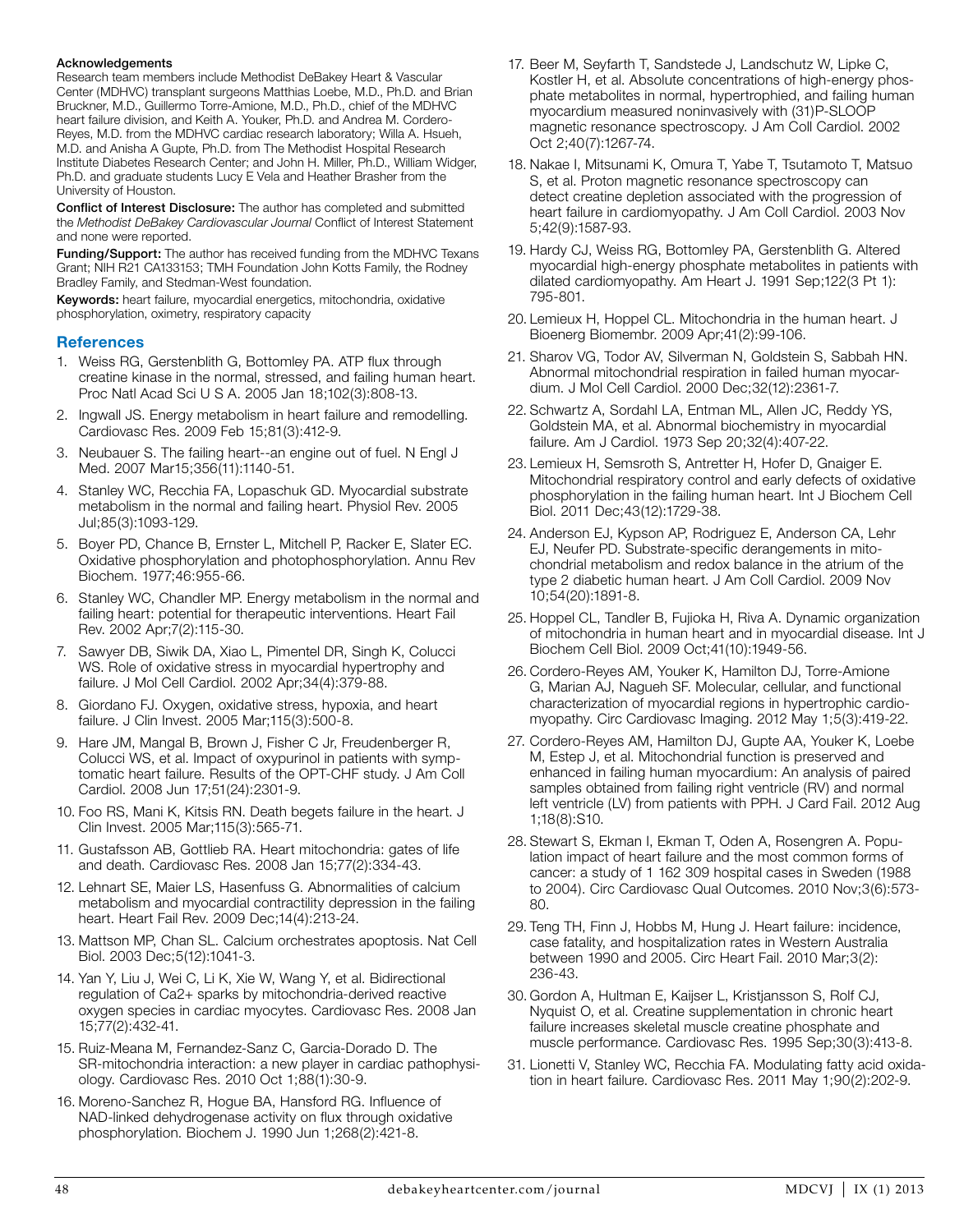**Acknowledgements**
Research team members include Methodist DeBakey Heart & Vascular Center (MDHVC) transplant surgeons Matthias Loebe, M.D., Ph.D. and Brian Bruckner, M.D., Guillermo Torre-Amione, M.D., Ph.D., chief of the MDHVC heart failure division, and Keith A. Youker, Ph.D. and Andrea M. Cordero-Reyes, M.D. from the MDHVC cardiac research laboratory; Willa A. Hsueh, M.D. and Anisha A Gupte, Ph.D. from The Methodist Hospital Research Institute Diabetes Research Center; and John H. Miller, Ph.D., William Widger, Ph.D. and graduate students Lucy E Vela and Heather Brasher from the University of Houston.

**Conflict of Interest Disclosure:** The author has completed and submitted the *Methodist DeBakey Cardiovascular Journal* Conflict of Interest Statement and none were reported.

**Funding/Support:** The author has received funding from the MDHVC Texans Grant; NIH R21 CA133153; TMH Foundation John Kotts Family, the Rodney Bradley Family, and Stedman-West foundation.

**Keywords:** heart failure, myocardial energetics, mitochondria, oxidative phosphorylation, oximetry, respiratory capacity

## References

1. Weiss RG, Gerstenblith G, Bottomley PA. ATP flux through creatine kinase in the normal, stressed, and failing human heart. Proc Natl Acad Sci U S A. 2005 Jan 18;102(3):808-13.
2. Ingwall JS. Energy metabolism in heart failure and remodelling. Cardiovasc Res. 2009 Feb 15;81(3):412-9.
3. Neubauer S. The failing heart--an engine out of fuel. N Engl J Med. 2007 Mar15;356(11):1140-51.
4. Stanley WC, Recchia FA, Lopaschuk GD. Myocardial substrate metabolism in the normal and failing heart. Physiol Rev. 2005 Jul;85(3):1093-129.
5. Boyer PD, Chance B, Ernster L, Mitchell P, Racker E, Slater EC. Oxidative phosphorylation and photophosphorylation. Annu Rev Biochem. 1977;46:955-66.
6. Stanley WC, Chandler MP. Energy metabolism in the normal and failing heart: potential for therapeutic interventions. Heart Fail Rev. 2002 Apr;7(2):115-30.
7. Sawyer DB, Siwik DA, Xiao L, Pimentel DR, Singh K, Colucci WS. Role of oxidative stress in myocardial hypertrophy and failure. J Mol Cell Cardiol. 2002 Apr;34(4):379-88.
8. Giordano FJ. Oxygen, oxidative stress, hypoxia, and heart failure. J Clin Invest. 2005 Mar;115(3):500-8.
9. Hare JM, Mangal B, Brown J, Fisher C Jr, Freudenberger R, Colucci WS, et al. Impact of oxypurinol in patients with symptomatic heart failure. Results of the OPT-CHF study. J Am Coll Cardiol. 2008 Jun 17;51(24):2301-9.
10. Foo RS, Mani K, Kitsis RN. Death begets failure in the heart. J Clin Invest. 2005 Mar;115(3):565-71.
11. Gustafsson AB, Gottlieb RA. Heart mitochondria: gates of life and death. Cardiovasc Res. 2008 Jan 15;77(2):334-43.
12. Lehnart SE, Maier LS, Hasenfuss G. Abnormalities of calcium metabolism and myocardial contractility depression in the failing heart. Heart Fail Rev. 2009 Dec;14(4):213-24.
13. Mattson MP, Chan SL. Calcium orchestrates apoptosis. Nat Cell Biol. 2003 Dec;5(12):1041-3.
14. Yan Y, Liu J, Wei C, Li K, Xie W, Wang Y, et al. Bidirectional regulation of Ca2+ sparks by mitochondria-derived reactive oxygen species in cardiac myocytes. Cardiovasc Res. 2008 Jan 15;77(2):432-41.
15. Ruiz-Meana M, Fernandez-Sanz C, Garcia-Dorado D. The SR-mitochondria interaction: a new player in cardiac pathophysiology. Cardiovasc Res. 2010 Oct 1;88(1):30-9.
16. Moreno-Sanchez R, Hogue BA, Hansford RG. Influence of NAD-linked dehydrogenase activity on flux through oxidative phosphorylation. Biochem J. 1990 Jun 1;268(2):421-8.
17. Beer M, Seyfarth T, Sandstede J, Landschutz W, Lipke C, Kostler H, et al. Absolute concentrations of high-energy phosphate metabolites in normal, hypertrophied, and failing human myocardium measured noninvasively with (31)P-SLOOP magnetic resonance spectroscopy. J Am Coll Cardiol. 2002 Oct 2;40(7):1267-74.
18. Nakae I, Mitsunami K, Omura T, Yabe T, Tsutamoto T, Matsuo S, et al. Proton magnetic resonance spectroscopy can detect creatine depletion associated with the progression of heart failure in cardiomyopathy. J Am Coll Cardiol. 2003 Nov 5;42(9):1587-93.
19. Hardy CJ, Weiss RG, Bottomley PA, Gerstenblith G. Altered myocardial high-energy phosphate metabolites in patients with dilated cardiomyopathy. Am Heart J. 1991 Sep;122(3 Pt 1): 795-801.
20. Lemieux H, Hoppel CL. Mitochondria in the human heart. J Bioenerg Biomembr. 2009 Apr;41(2):99-106.
21. Sharov VG, Todor AV, Silverman N, Goldstein S, Sabbah HN. Abnormal mitochondrial respiration in failed human myocardium. J Mol Cell Cardiol. 2000 Dec;32(12):2361-7.
22. Schwartz A, Sordahl LA, Entman ML, Allen JC, Reddy YS, Goldstein MA, et al. Abnormal biochemistry in myocardial failure. Am J Cardiol. 1973 Sep 20;32(4):407-22.
23. Lemieux H, Semsroth S, Antretter H, Hofer D, Gnaiger E. Mitochondrial respiratory control and early defects of oxidative phosphorylation in the failing human heart. Int J Biochem Cell Biol. 2011 Dec;43(12):1729-38.
24. Anderson EJ, Kypson AP, Rodriguez E, Anderson CA, Lehr EJ, Neufer PD. Substrate-specific derangements in mitochondrial metabolism and redox balance in the atrium of the type 2 diabetic human heart. J Am Coll Cardiol. 2009 Nov 10;54(20):1891-8.
25. Hoppel CL, Tandler B, Fujioka H, Riva A. Dynamic organization of mitochondria in human heart and in myocardial disease. Int J Biochem Cell Biol. 2009 Oct;41(10):1949-56.
26. Cordero-Reyes AM, Youker K, Hamilton DJ, Torre-Amione G, Marian AJ, Nagueh SF. Molecular, cellular, and functional characterization of myocardial regions in hypertrophic cardiomyopathy. Circ Cardiovasc Imaging. 2012 May 1;5(3):419-22.
27. Cordero-Reyes AM, Hamilton DJ, Gupte AA, Youker K, Loebe M, Estep J, et al. Mitochondrial function is preserved and enhanced in failing human myocardium: An analysis of paired samples obtained from failing right ventricle (RV) and normal left ventricle (LV) from patients with PPH. J Card Fail. 2012 Aug 1;18(8):S10.
28. Stewart S, Ekman I, Ekman T, Oden A, Rosengren A. Population impact of heart failure and the most common forms of cancer: a study of 1 162 309 hospital cases in Sweden (1988 to 2004). Circ Cardiovasc Qual Outcomes. 2010 Nov;3(6):573-80.
29. Teng TH, Finn J, Hobbs M, Hung J. Heart failure: incidence, case fatality, and hospitalization rates in Western Australia between 1990 and 2005. Circ Heart Fail. 2010 Mar;3(2): 236-43.
30. Gordon A, Hultman E, Kaijser L, Kristjansson S, Rolf CJ, Nyquist O, et al. Creatine supplementation in chronic heart failure increases skeletal muscle creatine phosphate and muscle performance. Cardiovasc Res. 1995 Sep;30(3):413-8.
31. Lionetti V, Stanley WC, Recchia FA. Modulating fatty acid oxidation in heart failure. Cardiovasc Res. 2011 May 1;90(2):202-9.